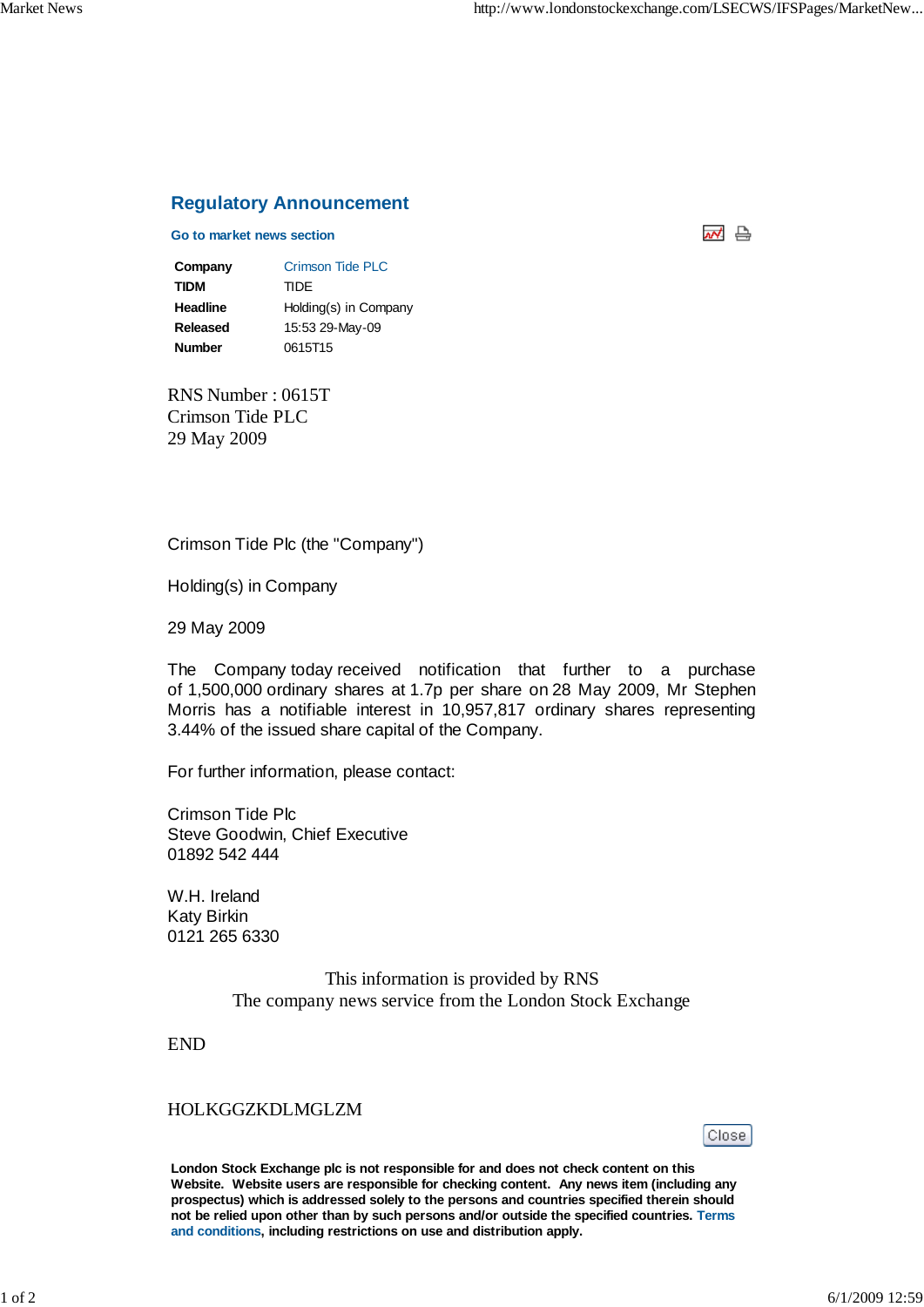## Regulatory Announcement

Go to market news section

| | |
|---|---|
| **Company** | Crimson Tide PLC |
| **TIDM** | TIDE |
| **Headline** | Holding(s) in Company |
| **Released** | 15:53 29-May-09 |
| **Number** | 0615T15 |

RNS Number : 0615T
Crimson Tide PLC
29 May 2009

Crimson Tide Plc (the "Company")

Holding(s) in Company

29 May 2009

The Company today received notification that further to a purchase of 1,500,000 ordinary shares at 1.7p per share on 28 May 2009, Mr Stephen Morris has a notifiable interest in 10,957,817 ordinary shares representing 3.44% of the issued share capital of the Company.

For further information, please contact:

Crimson Tide Plc
Steve Goodwin, Chief Executive
01892 542 444

W.H. Ireland
Katy Birkin
0121 265 6330

This information is provided by RNS
The company news service from the London Stock Exchange

END

HOLKGGZKDLMGLZM

**London Stock Exchange plc is not responsible for and does not check content on this Website. Website users are responsible for checking content. Any news item (including any prospectus) which is addressed solely to the persons and countries specified therein should not be relied upon other than by such persons and/or outside the specified countries. Terms and conditions, including restrictions on use and distribution apply.**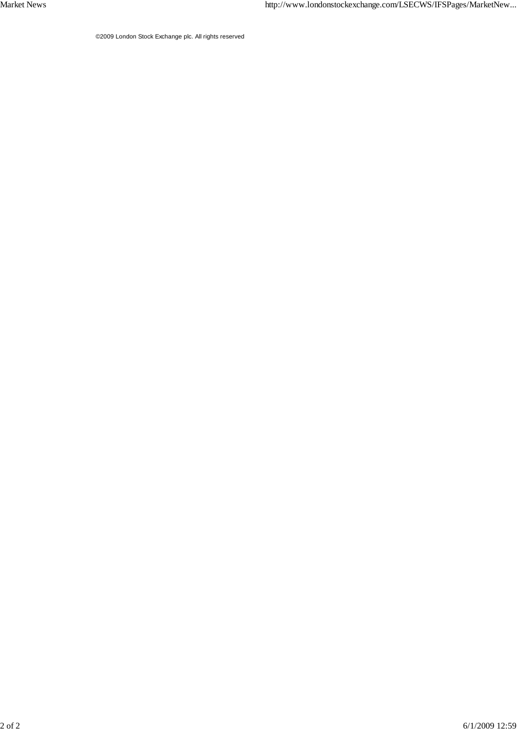©2009 London Stock Exchange plc. All rights reserved